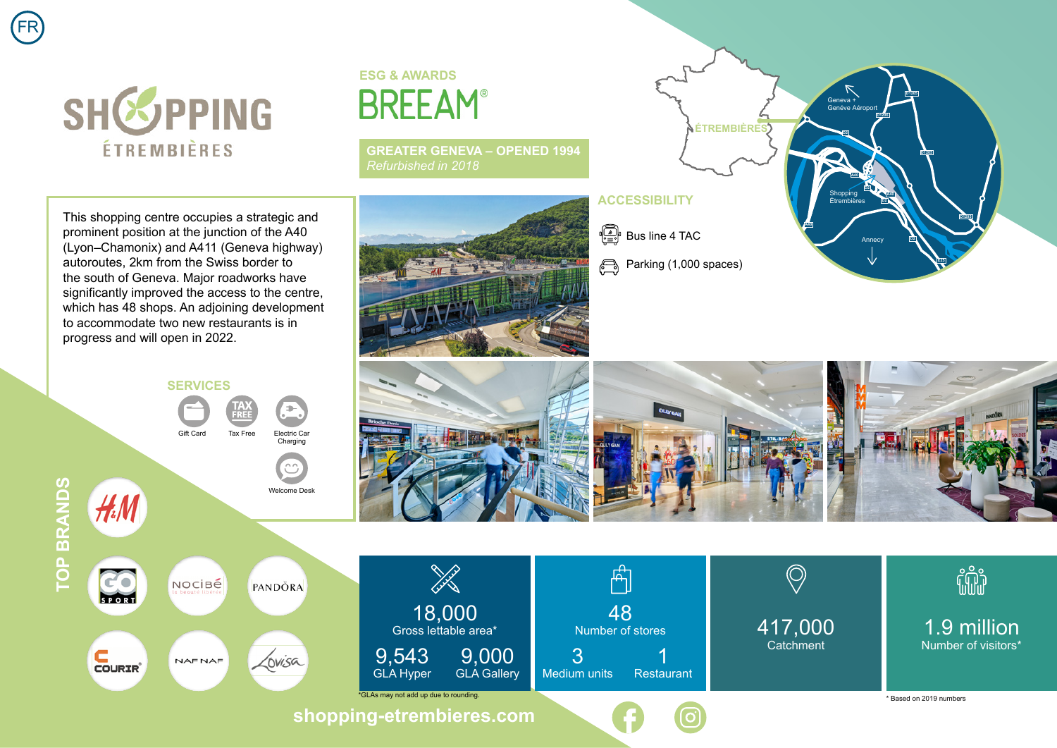FR

# SHOPPING ÉTREMBIÈRES

## ESG & AWARDS

BREEAM®

**GREATER GENEVA – OPENED 1994**
*Refurbished in 2018*

This shopping centre occupies a strategic and prominent position at the junction of the A40 (Lyon–Chamonix) and A411 (Geneva highway) autoroutes, 2km from the Swiss border to the south of Geneva. Major roadworks have significantly improved the access to the centre, which has 48 shops. An adjoining development to accommodate two new restaurants is in progress and will open in 2022.

## ACCESSIBILITY

- Bus line 4 TAC
- Parking (1,000 spaces)

ÉTREMBIÈRES

Geneva + Genève Aéroport

Shopping Étrembières

Annecy

## SERVICES

- Gift Card
- Tax Free
- Electric Car Charging
- Welcome Desk

## TOP BRANDS

H&M, GO Sport, Nocibé, Pandora, Courir, Naf Naf, Lovisa

| | | | |
|---|---|---|---|
| **18,000** Gross lettable area* | **48** Number of stores | **417,000** Catchment | **1.9 million** Number of visitors* |
| **9,543** GLA Hyper / **9,000** GLA Gallery | **3** Medium units / **1** Restaurant | | |

*GLAs may not add up due to rounding.

* Based on 2019 numbers

shopping-etrembieres.com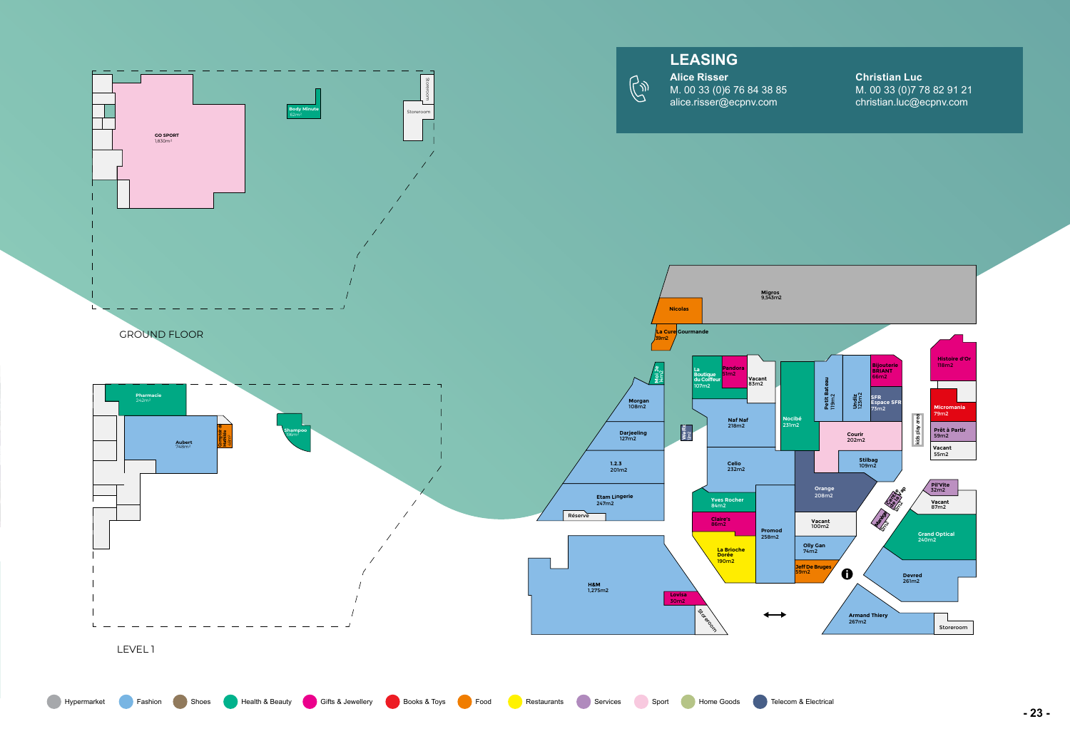## LEASING

**Alice Risser**
M. 00 33 (0)6 76 84 38 85
alice.risser@ecpnv.com

**Christian Luc**
M. 00 33 (0)7 78 82 91 21
christian.luc@ecpnv.com

GROUND FLOOR

GO SPORT
1,830m²

Body Minute
62m²

Storeroom

Storeroom

LEVEL 1

Pharmacie
242m²

Aubert
748m²

Comptoir de Mathilde

Shampoo
96m²

Migros
9,543m2

Nicolas

La Cure Gourmande
39m2

Moi Je
14m2

Morgan
108m2

Darjeeling
127m2

1.2.3
201m2

Etam Lingerie
247m2

Réserve

H&M
1,275m2

Lovisa
30m2

Storeroom

La Boutique du Coiffeur
107m2

Pandora
51m2

Vacant
83m2

Naf Naf
218m2

Celio
232m2

Yves Rocher
84m2

Claire's
86m2

La Brioche Dorée
190m2

Promod
258m2

Nocibé
231m2

Petit Bateau
119m2

Undiz
123m2

Bijouterie BRIANT
66m2

SFR Espace SFR
73m2

Courir
202m2

Stilbag
109m2

Orange
208m2

Vacant
100m2

Olly Gan
74m2

Jeff De Bruges
59m2

Kids play area

Histoire d'Or
118m2

Micromania
79m2

Prêt à Partir
59m2

Vacant
55m2

Pil'Vite
32m2

Vacant
87m2

Grand Optical
240m2

Devred
261m2

Armand Thiery
267m2

Storeroom

Hypermarket · Fashion · Shoes · Health & Beauty · Gifts & Jewellery · Books & Toys · Food · Restaurants · Services · Sport · Home Goods · Telecom & Electrical